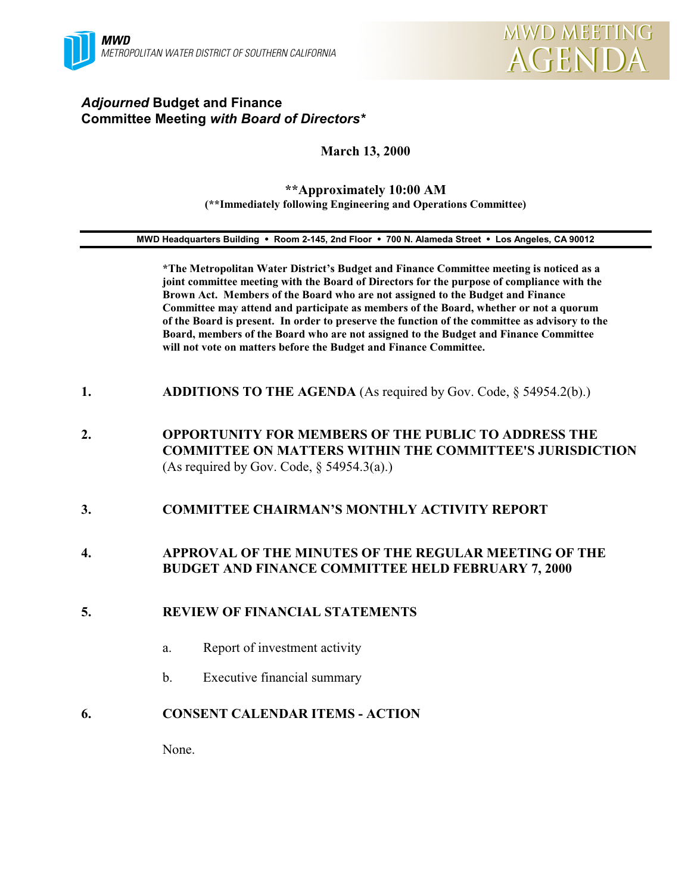**MWD**
*METROPOLITAN WATER DISTRICT OF SOUTHERN CALIFORNIA*

# MWD MEETING AGENDA

## *Adjourned* Budget and Finance Committee Meeting *with Board of Directors**

**March 13, 2000**

**\*\*Approximately 10:00 AM**
**(\*\*Immediately following Engineering and Operations Committee)**

**MWD Headquarters Building • Room 2-145, 2nd Floor • 700 N. Alameda Street • Los Angeles, CA 90012**

**\*The Metropolitan Water District's Budget and Finance Committee meeting is noticed as a joint committee meeting with the Board of Directors for the purpose of compliance with the Brown Act. Members of the Board who are not assigned to the Budget and Finance Committee may attend and participate as members of the Board, whether or not a quorum of the Board is present. In order to preserve the function of the committee as advisory to the Board, members of the Board who are not assigned to the Budget and Finance Committee will not vote on matters before the Budget and Finance Committee.**

1. **ADDITIONS TO THE AGENDA** (As required by Gov. Code, § 54954.2(b).)

2. **OPPORTUNITY FOR MEMBERS OF THE PUBLIC TO ADDRESS THE COMMITTEE ON MATTERS WITHIN THE COMMITTEE'S JURISDICTION** (As required by Gov. Code, § 54954.3(a).)

3. **COMMITTEE CHAIRMAN'S MONTHLY ACTIVITY REPORT**

4. **APPROVAL OF THE MINUTES OF THE REGULAR MEETING OF THE BUDGET AND FINANCE COMMITTEE HELD FEBRUARY 7, 2000**

5. **REVIEW OF FINANCIAL STATEMENTS**

   a. Report of investment activity

   b. Executive financial summary

6. **CONSENT CALENDAR ITEMS - ACTION**

   None.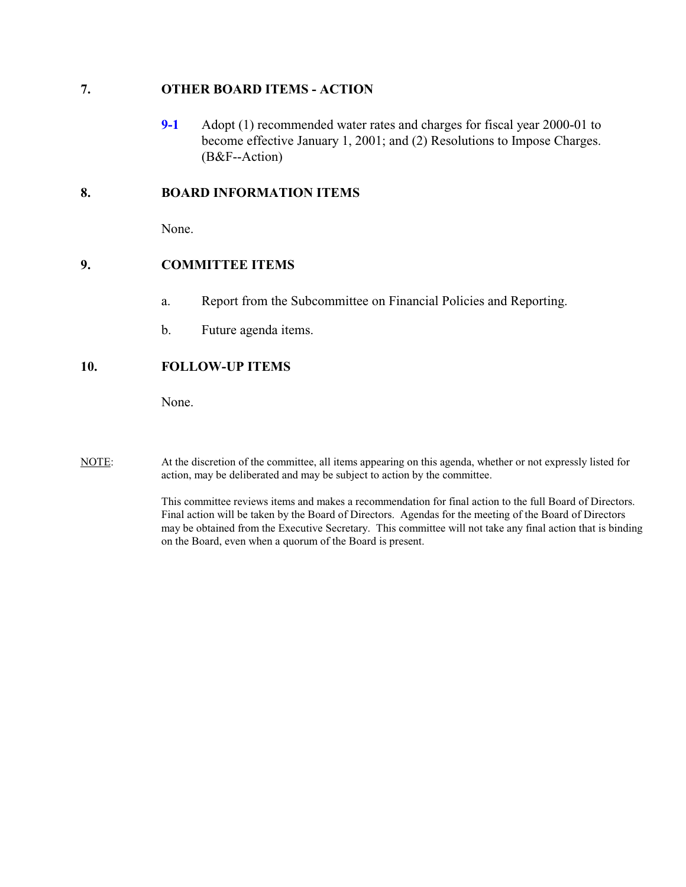**7. OTHER BOARD ITEMS - ACTION**

**9-1** Adopt (1) recommended water rates and charges for fiscal year 2000-01 to become effective January 1, 2001; and (2) Resolutions to Impose Charges. (B&F--Action)

**8. BOARD INFORMATION ITEMS**

None.

**9. COMMITTEE ITEMS**

a. Report from the Subcommittee on Financial Policies and Reporting.

b. Future agenda items.

**10. FOLLOW-UP ITEMS**

None.

NOTE: At the discretion of the committee, all items appearing on this agenda, whether or not expressly listed for action, may be deliberated and may be subject to action by the committee.

This committee reviews items and makes a recommendation for final action to the full Board of Directors. Final action will be taken by the Board of Directors. Agendas for the meeting of the Board of Directors may be obtained from the Executive Secretary. This committee will not take any final action that is binding on the Board, even when a quorum of the Board is present.